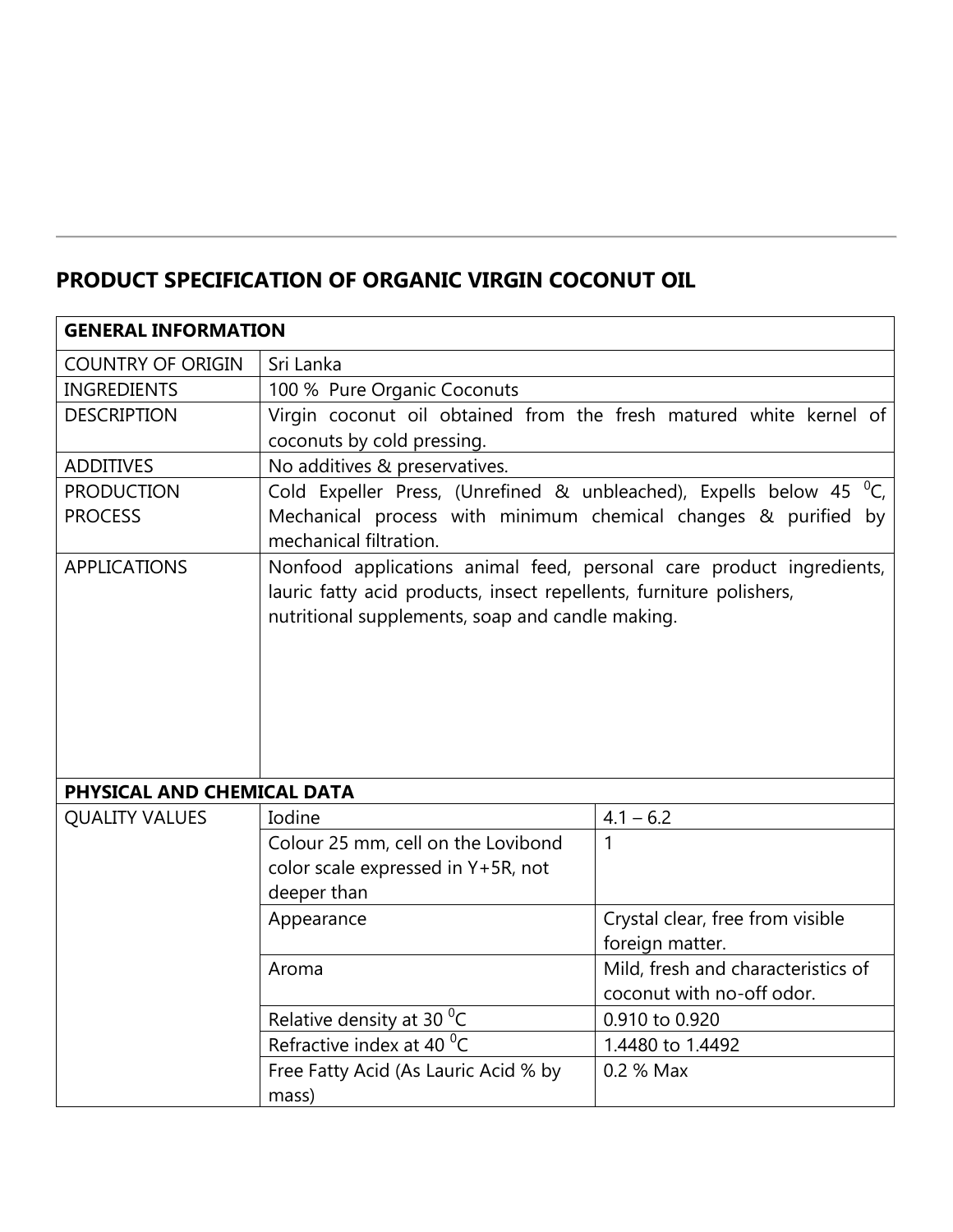## PRODUCT SPECIFICATION OF ORGANIC VIRGIN COCONUT OIL

| GENERAL INFORMATION | | |
|---|---|---|
| COUNTRY OF ORIGIN | Sri Lanka | |
| INGREDIENTS | 100 % Pure Organic Coconuts | |
| DESCRIPTION | Virgin coconut oil obtained from the fresh matured white kernel of coconuts by cold pressing. | |
| ADDITIVES | No additives & preservatives. | |
| PRODUCTION PROCESS | Cold Expeller Press, (Unrefined & unbleached), Expells below 45 $^{0}$C, Mechanical process with minimum chemical changes & purified by mechanical filtration. | |
| APPLICATIONS | Nonfood applications animal feed, personal care product ingredients, lauric fatty acid products, insect repellents, furniture polishers, nutritional supplements, soap and candle making. | |
| **PHYSICAL AND CHEMICAL DATA** | | |
| QUALITY VALUES | Iodine | 4.1 – 6.2 |
| | Colour 25 mm, cell on the Lovibond color scale expressed in Y+5R, not deeper than | 1 |
| | Appearance | Crystal clear, free from visible foreign matter. |
| | Aroma | Mild, fresh and characteristics of coconut with no-off odor. |
| | Relative density at 30 $^{0}$C | 0.910 to 0.920 |
| | Refractive index at 40 $^{0}$C | 1.4480 to 1.4492 |
| | Free Fatty Acid (As Lauric Acid % by mass) | 0.2 % Max |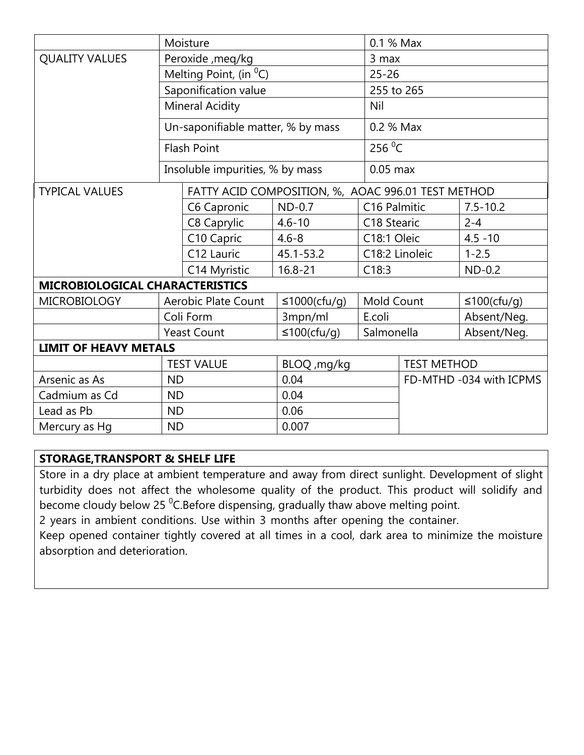| | | |
|---|---|---|
| | Moisture | 0.1 % Max |
| QUALITY VALUES | Peroxide ,meq/kg | 3 max |
| | Melting Point, (in $^{0}$C) | 25-26 |
| | Saponification value | 255 to 265 |
| | Mineral Acidity | Nil |
| | Un-saponifiable matter, % by mass | 0.2 % Max |
| | Flash Point | 256 $^{0}$C |
| | Insoluble impurities, % by mass | 0.05 max |

| | | | | |
|---|---|---|---|---|
| TYPICAL VALUES | FATTY ACID COMPOSITION, %, AOAC 996.01 TEST METHOD | | | |
| | C6 Capronic | ND-0.7 | C16 Palmitic | 7.5-10.2 |
| | C8 Caprylic | 4.6-10 | C18 Stearic | 2-4 |
| | C10 Capric | 4.6-8 | C18:1 Oleic | 4.5 -10 |
| | C12 Lauric | 45.1-53.2 | C18:2 Linoleic | 1-2.5 |
| | C14 Myristic | 16.8-21 | C18:3 | ND-0.2 |

| | | | | |
|---|---|---|---|---|
| **MICROBIOLOGICAL CHARACTERISTICS** | | | | |
| MICROBIOLOGY | Aerobic Plate Count | ≤1000(cfu/g) | Mold Count | ≤100(cfu/g) |
| | Coli Form | 3mpn/ml | E.coli | Absent/Neg. |
| | Yeast Count | ≤100(cfu/g) | Salmonella | Absent/Neg. |

| | | | |
|---|---|---|---|
| **LIMIT OF HEAVY METALS** | | | |
| | TEST VALUE | BLOQ ,mg/kg | TEST METHOD |
| Arsenic as As | ND | 0.04 | FD-MTHD -034 with ICPMS |
| Cadmium as Cd | ND | 0.04 | |
| Lead as Pb | ND | 0.06 | |
| Mercury as Hg | ND | 0.007 | |

**STORAGE,TRANSPORT & SHELF LIFE**

Store in a dry place at ambient temperature and away from direct sunlight. Development of slight turbidity does not affect the wholesome quality of the product. This product will solidify and become cloudy below 25 $^{0}$C.Before dispensing, gradually thaw above melting point.

2 years in ambient conditions. Use within 3 months after opening the container.

Keep opened container tightly covered at all times in a cool, dark area to minimize the moisture absorption and deterioration.